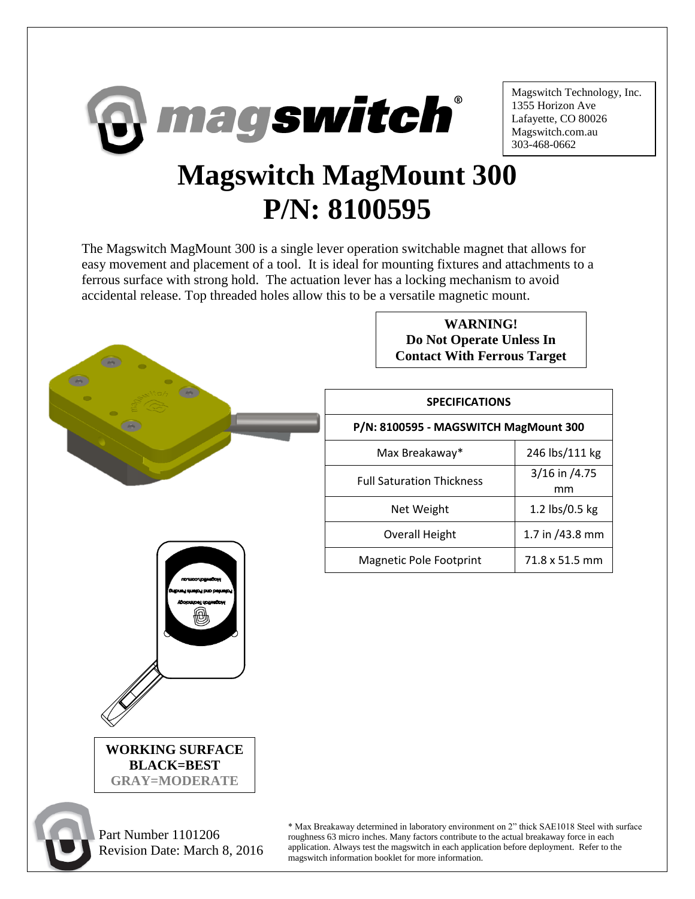Magswitch Technology, Inc.
1355 Horizon Ave
Lafayette, CO 80026
Magswitch.com.au
303-468-0662

# Magswitch MagMount 300
# P/N: 8100595

The Magswitch MagMount 300 is a single lever operation switchable magnet that allows for easy movement and placement of a tool. It is ideal for mounting fixtures and attachments to a ferrous surface with strong hold. The actuation lever has a locking mechanism to avoid accidental release. Top threaded holes allow this to be a versatile magnetic mount.

**WARNING!**
**Do Not Operate Unless In Contact With Ferrous Target**

| SPECIFICATIONS | |
|---|---|
| **P/N: 8100595 - MAGSWITCH MagMount 300** | |
| Max Breakaway* | 246 lbs/111 kg |
| Full Saturation Thickness | 3/16 in /4.75 mm |
| Net Weight | 1.2 lbs/0.5 kg |
| Overall Height | 1.7 in /43.8 mm |
| Magnetic Pole Footprint | 71.8 x 51.5 mm |

**WORKING SURFACE**
**BLACK=BEST**
**GRAY=MODERATE**

Part Number 1101206
Revision Date: March 8, 2016

* Max Breakaway determined in laboratory environment on 2" thick SAE1018 Steel with surface roughness 63 micro inches. Many factors contribute to the actual breakaway force in each application. Always test the magswitch in each application before deployment. Refer to the magswitch information booklet for more information.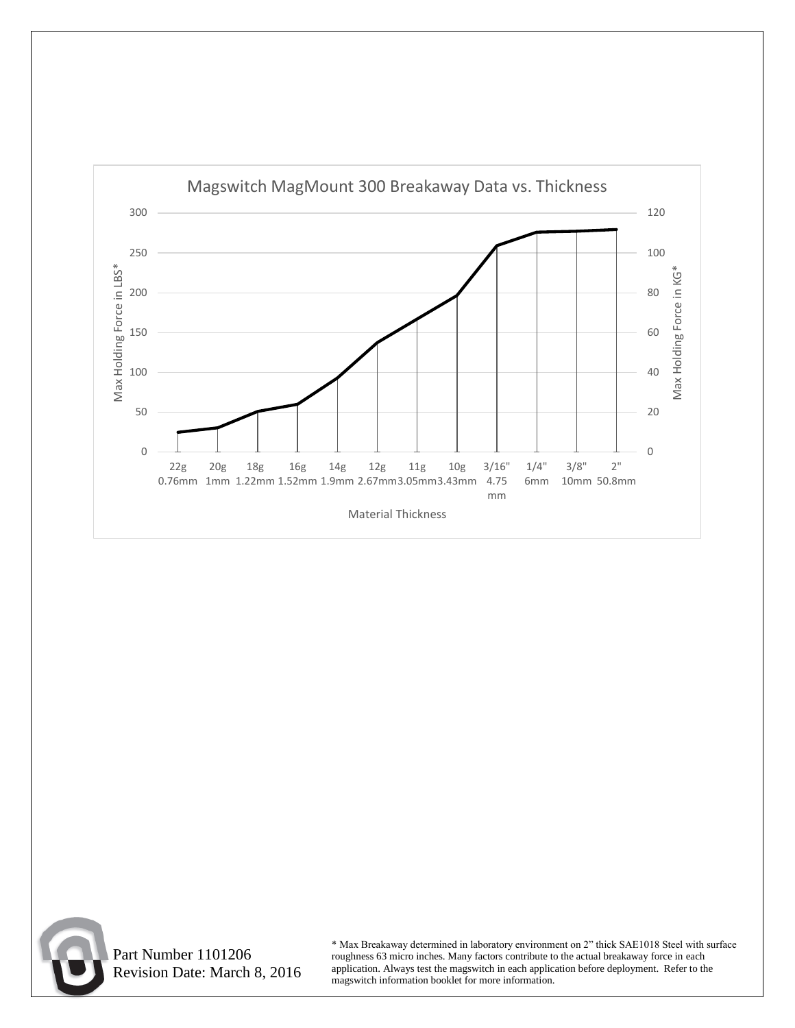## Magswitch MagMount 300 Breakaway Data vs. Thickness

Max Holding Force in LBS* (left axis: 0–300); Max Holding Force in KG* (right axis: 0–120)

Material Thickness: 22g 0.76mm, 20g 1mm, 18g 1.22mm, 16g 1.52mm, 14g 1.9mm, 12g 2.67mm, 11g 3.05mm, 10g 3.43mm, 3/16" 4.75 mm, 1/4" 6mm, 3/8" 10mm, 2" 50.8mm

Part Number 1101206
Revision Date: March 8, 2016

* Max Breakaway determined in laboratory environment on 2" thick SAE1018 Steel with surface roughness 63 micro inches. Many factors contribute to the actual breakaway force in each application. Always test the magswitch in each application before deployment. Refer to the magswitch information booklet for more information.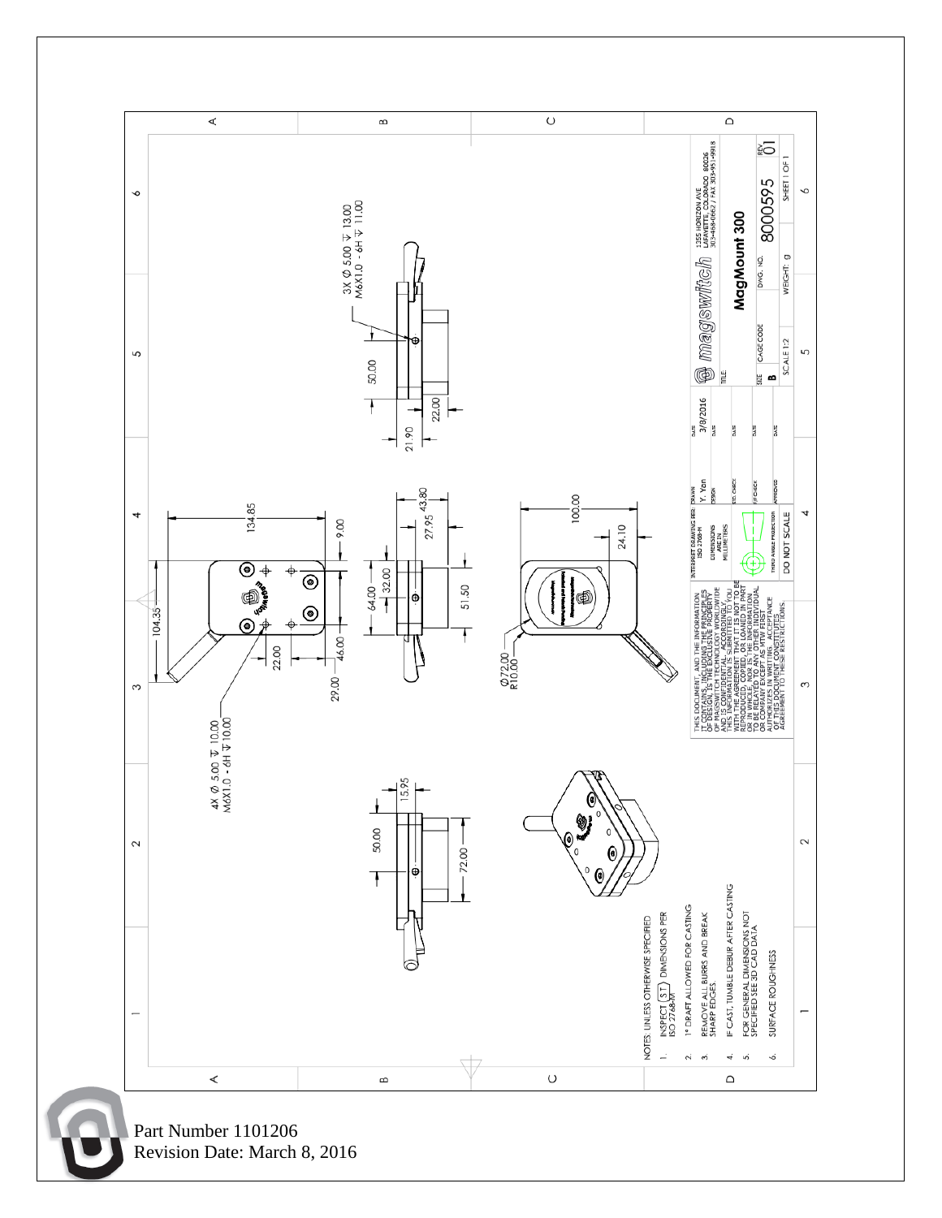NOTES: UNLESS OTHERWISE SPECIFIED

1. INSPECT (ST) DIMENSIONS PER ISO 2768-M
2. 1° DRAFT ALLOWED FOR CASTING
3. REMOVE ALL BURRS AND BREAK SHARP EDGES.
4. IF CAST, TUMBLE DEBUR AFTER CASTING
5. FOR GENERAL DIMENSIONS NOT SPECIFIED SEE 3D CAD DATA
6. SURFACE ROUGHNESS

4X Ø 5.00 ↧ 10.00
M6X1.0 - 6H ↧ 10.00

3X Ø 5.00 ↧ 13.00
M6X1.0 - 6H ↧ 11.00

104.35
134.85
9.00
22.00
46.00
29.00
64.00
32.00
27.95
43.80
51.50
100.00
24.10
Ø72.00
R10.00
50.00
15.95
72.00
21.90
22.00

THIS DOCUMENT, AND THE INFORMATION IT CONTAINS, INCLUDING THE PRINCIPLES OF DESIGN, IS THE EXCLUSIVE PROPERTY OF MAGSWITCH TECHNOLOGY WORLDWIDE AND IS CONFIDENTIAL. ACCORDINGLY, THIS INFORMATION IS SUBMITTED TO YOU WITH THE AGREEMENT THAT IT IS NOT TO BE REPRODUCED, COPIED, OR LOANED IN PART OR IN WHOLE, NOR IS THE INFORMATION TO BE RELATED TO ANY OTHER INDIVIDUAL OR COMPANY EXCEPT AS WITH FIRST AUTHORIZED IN WRITING. ACCEPTANCE OF THIS DOCUMENT CONSTITUTES AGREEMENT TO THESE RESTRICTIONS.

INTERPRET DRAWING PER: ISO 2768-M

DIMENSIONS ARE IN MILLIMETERS

THIRD ANGLE PROJECTION

DO NOT SCALE

| | | |
|---|---|---|
| DRAWN | Y. Yan | 3/8/2016 |
| DESIGN | | |
| STD. CHECK | | |
| F/F CHECK | | |
| APPROVED | | |

magswitch — 1355 HORIZON AVE LAFAYETTE, COLORADO 80026 303-468-6662 / FAX 303-951-9918

TITLE: MagMount 300

SIZE: B | CAGE CODE | DWG. NO. 800059S | REV 01

SCALE 1:2 | WEIGHT: g | SHEET 1 OF 1

Part Number 1101206
Revision Date: March 8, 2016